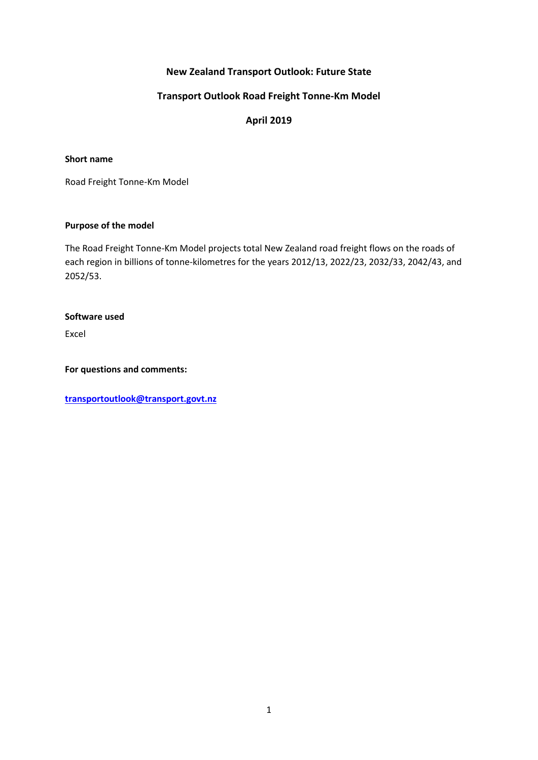# New Zealand Transport Outlook: Future State

## Transport Outlook Road Freight Tonne-Km Model

### April 2019

**Short name**

Road Freight Tonne-Km Model

**Purpose of the model**

The Road Freight Tonne-Km Model projects total New Zealand road freight flows on the roads of each region in billions of tonne-kilometres for the years 2012/13, 2022/23, 2032/33, 2042/43, and 2052/53.

**Software used**

Excel

**For questions and comments:**

**[transportoutlook@transport.govt.nz](mailto:transportoutlook@transport.govt.nz)**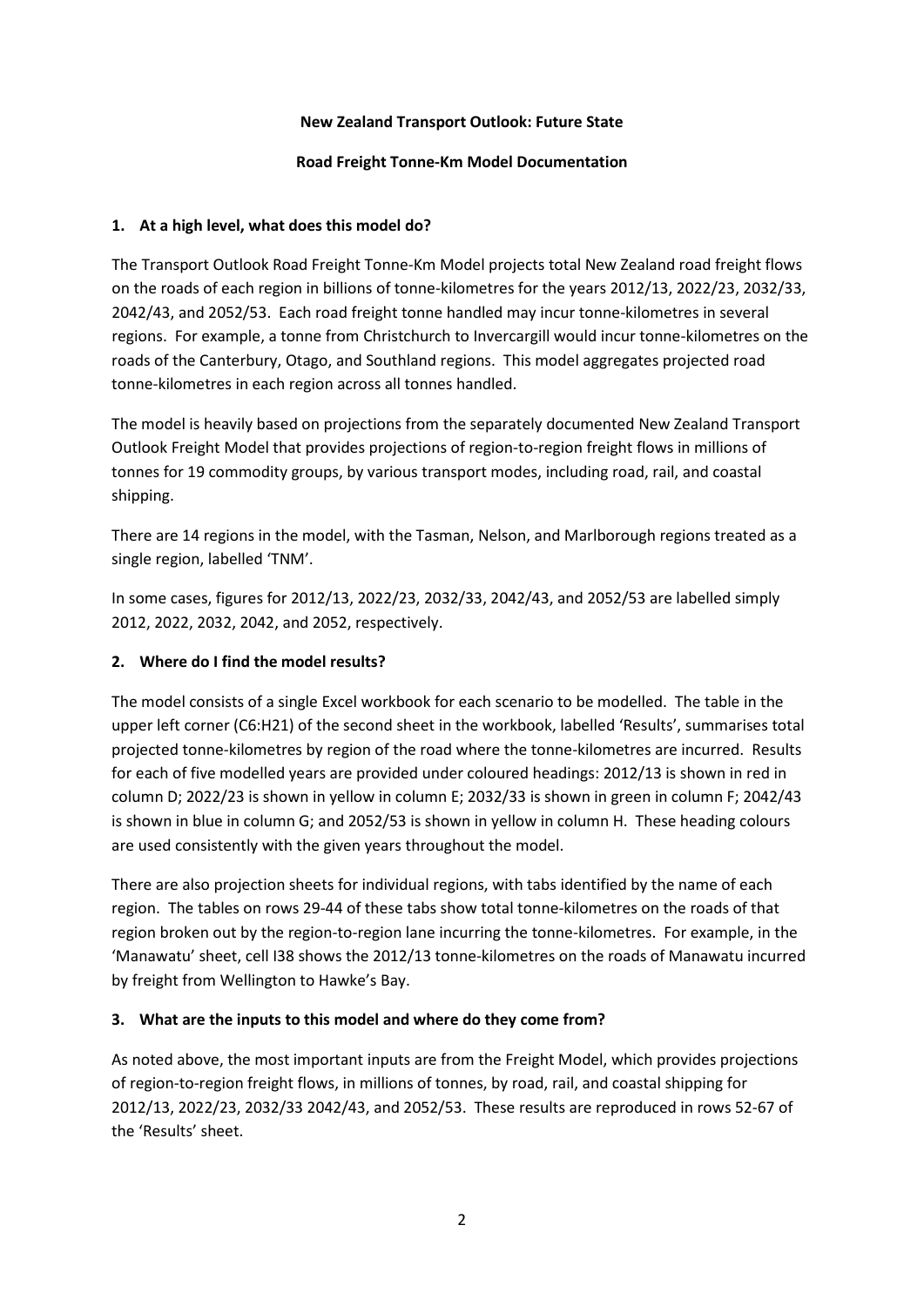**New Zealand Transport Outlook: Future State**

**Road Freight Tonne-Km Model Documentation**

## 1. At a high level, what does this model do?

The Transport Outlook Road Freight Tonne-Km Model projects total New Zealand road freight flows on the roads of each region in billions of tonne-kilometres for the years 2012/13, 2022/23, 2032/33, 2042/43, and 2052/53. Each road freight tonne handled may incur tonne-kilometres in several regions. For example, a tonne from Christchurch to Invercargill would incur tonne-kilometres on the roads of the Canterbury, Otago, and Southland regions. This model aggregates projected road tonne-kilometres in each region across all tonnes handled.

The model is heavily based on projections from the separately documented New Zealand Transport Outlook Freight Model that provides projections of region-to-region freight flows in millions of tonnes for 19 commodity groups, by various transport modes, including road, rail, and coastal shipping.

There are 14 regions in the model, with the Tasman, Nelson, and Marlborough regions treated as a single region, labelled 'TNM'.

In some cases, figures for 2012/13, 2022/23, 2032/33, 2042/43, and 2052/53 are labelled simply 2012, 2022, 2032, 2042, and 2052, respectively.

## 2. Where do I find the model results?

The model consists of a single Excel workbook for each scenario to be modelled. The table in the upper left corner (C6:H21) of the second sheet in the workbook, labelled 'Results', summarises total projected tonne-kilometres by region of the road where the tonne-kilometres are incurred. Results for each of five modelled years are provided under coloured headings: 2012/13 is shown in red in column D; 2022/23 is shown in yellow in column E; 2032/33 is shown in green in column F; 2042/43 is shown in blue in column G; and 2052/53 is shown in yellow in column H. These heading colours are used consistently with the given years throughout the model.

There are also projection sheets for individual regions, with tabs identified by the name of each region. The tables on rows 29-44 of these tabs show total tonne-kilometres on the roads of that region broken out by the region-to-region lane incurring the tonne-kilometres. For example, in the 'Manawatu' sheet, cell I38 shows the 2012/13 tonne-kilometres on the roads of Manawatu incurred by freight from Wellington to Hawke's Bay.

## 3. What are the inputs to this model and where do they come from?

As noted above, the most important inputs are from the Freight Model, which provides projections of region-to-region freight flows, in millions of tonnes, by road, rail, and coastal shipping for 2012/13, 2022/23, 2032/33 2042/43, and 2052/53. These results are reproduced in rows 52-67 of the 'Results' sheet.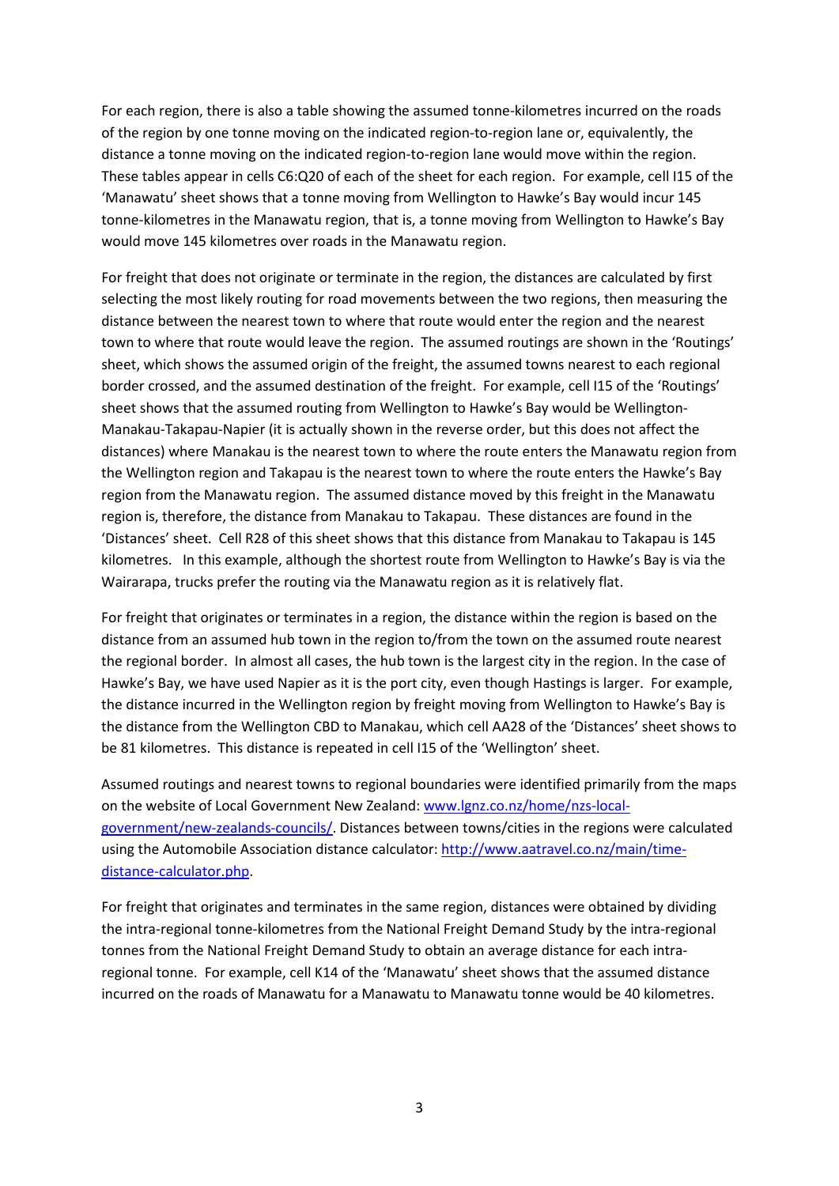For each region, there is also a table showing the assumed tonne-kilometres incurred on the roads of the region by one tonne moving on the indicated region-to-region lane or, equivalently, the distance a tonne moving on the indicated region-to-region lane would move within the region. These tables appear in cells C6:Q20 of each of the sheet for each region. For example, cell I15 of the 'Manawatu' sheet shows that a tonne moving from Wellington to Hawke's Bay would incur 145 tonne-kilometres in the Manawatu region, that is, a tonne moving from Wellington to Hawke's Bay would move 145 kilometres over roads in the Manawatu region.

For freight that does not originate or terminate in the region, the distances are calculated by first selecting the most likely routing for road movements between the two regions, then measuring the distance between the nearest town to where that route would enter the region and the nearest town to where that route would leave the region. The assumed routings are shown in the 'Routings' sheet, which shows the assumed origin of the freight, the assumed towns nearest to each regional border crossed, and the assumed destination of the freight. For example, cell I15 of the 'Routings' sheet shows that the assumed routing from Wellington to Hawke's Bay would be Wellington-Manakau-Takapau-Napier (it is actually shown in the reverse order, but this does not affect the distances) where Manakau is the nearest town to where the route enters the Manawatu region from the Wellington region and Takapau is the nearest town to where the route enters the Hawke's Bay region from the Manawatu region. The assumed distance moved by this freight in the Manawatu region is, therefore, the distance from Manakau to Takapau. These distances are found in the 'Distances' sheet. Cell R28 of this sheet shows that this distance from Manakau to Takapau is 145 kilometres. In this example, although the shortest route from Wellington to Hawke's Bay is via the Wairarapa, trucks prefer the routing via the Manawatu region as it is relatively flat.

For freight that originates or terminates in a region, the distance within the region is based on the distance from an assumed hub town in the region to/from the town on the assumed route nearest the regional border. In almost all cases, the hub town is the largest city in the region. In the case of Hawke's Bay, we have used Napier as it is the port city, even though Hastings is larger. For example, the distance incurred in the Wellington region by freight moving from Wellington to Hawke's Bay is the distance from the Wellington CBD to Manakau, which cell AA28 of the 'Distances' sheet shows to be 81 kilometres. This distance is repeated in cell I15 of the 'Wellington' sheet.

Assumed routings and nearest towns to regional boundaries were identified primarily from the maps on the website of Local Government New Zealand: [www.lgnz.co.nz/home/nzs-local-government/new-zealands-councils/](www.lgnz.co.nz/home/nzs-local-government/new-zealands-councils/). Distances between towns/cities in the regions were calculated using the Automobile Association distance calculator: [http://www.aatravel.co.nz/main/time-distance-calculator.php](http://www.aatravel.co.nz/main/time-distance-calculator.php).

For freight that originates and terminates in the same region, distances were obtained by dividing the intra-regional tonne-kilometres from the National Freight Demand Study by the intra-regional tonnes from the National Freight Demand Study to obtain an average distance for each intra-regional tonne. For example, cell K14 of the 'Manawatu' sheet shows that the assumed distance incurred on the roads of Manawatu for a Manawatu to Manawatu tonne would be 40 kilometres.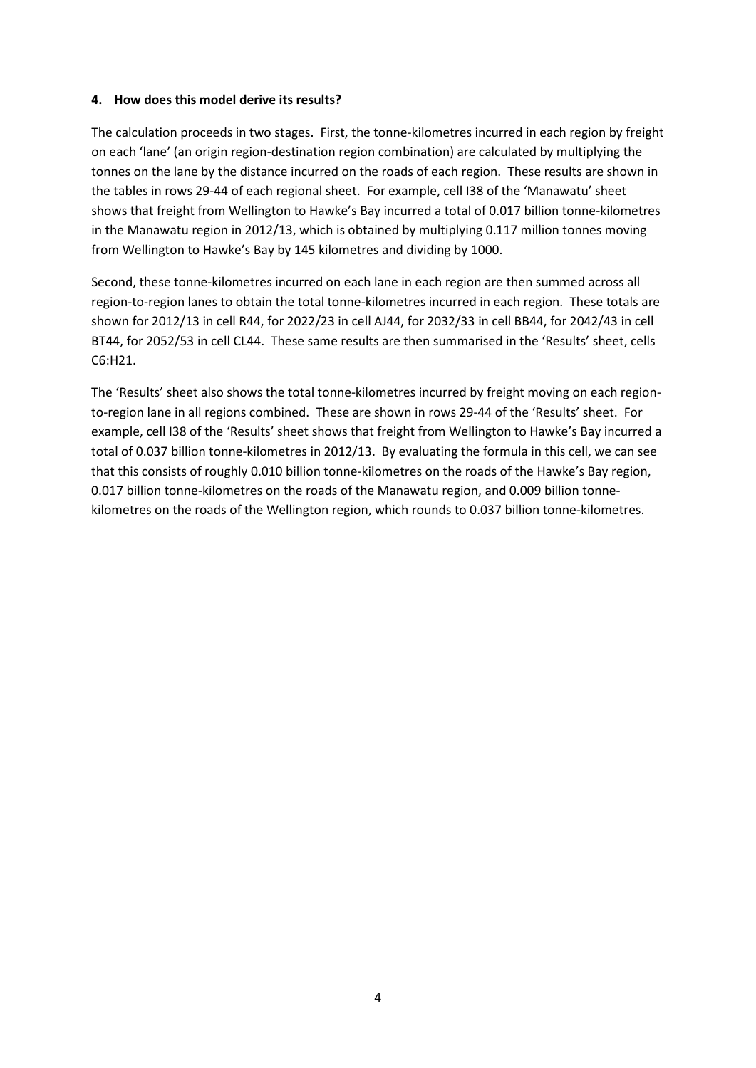#### 4. How does this model derive its results?

The calculation proceeds in two stages. First, the tonne-kilometres incurred in each region by freight on each 'lane' (an origin region-destination region combination) are calculated by multiplying the tonnes on the lane by the distance incurred on the roads of each region. These results are shown in the tables in rows 29-44 of each regional sheet. For example, cell I38 of the 'Manawatu' sheet shows that freight from Wellington to Hawke's Bay incurred a total of 0.017 billion tonne-kilometres in the Manawatu region in 2012/13, which is obtained by multiplying 0.117 million tonnes moving from Wellington to Hawke's Bay by 145 kilometres and dividing by 1000.

Second, these tonne-kilometres incurred on each lane in each region are then summed across all region-to-region lanes to obtain the total tonne-kilometres incurred in each region. These totals are shown for 2012/13 in cell R44, for 2022/23 in cell AJ44, for 2032/33 in cell BB44, for 2042/43 in cell BT44, for 2052/53 in cell CL44. These same results are then summarised in the 'Results' sheet, cells C6:H21.

The 'Results' sheet also shows the total tonne-kilometres incurred by freight moving on each region-to-region lane in all regions combined. These are shown in rows 29-44 of the 'Results' sheet. For example, cell I38 of the 'Results' sheet shows that freight from Wellington to Hawke's Bay incurred a total of 0.037 billion tonne-kilometres in 2012/13. By evaluating the formula in this cell, we can see that this consists of roughly 0.010 billion tonne-kilometres on the roads of the Hawke's Bay region, 0.017 billion tonne-kilometres on the roads of the Manawatu region, and 0.009 billion tonne-kilometres on the roads of the Wellington region, which rounds to 0.037 billion tonne-kilometres.